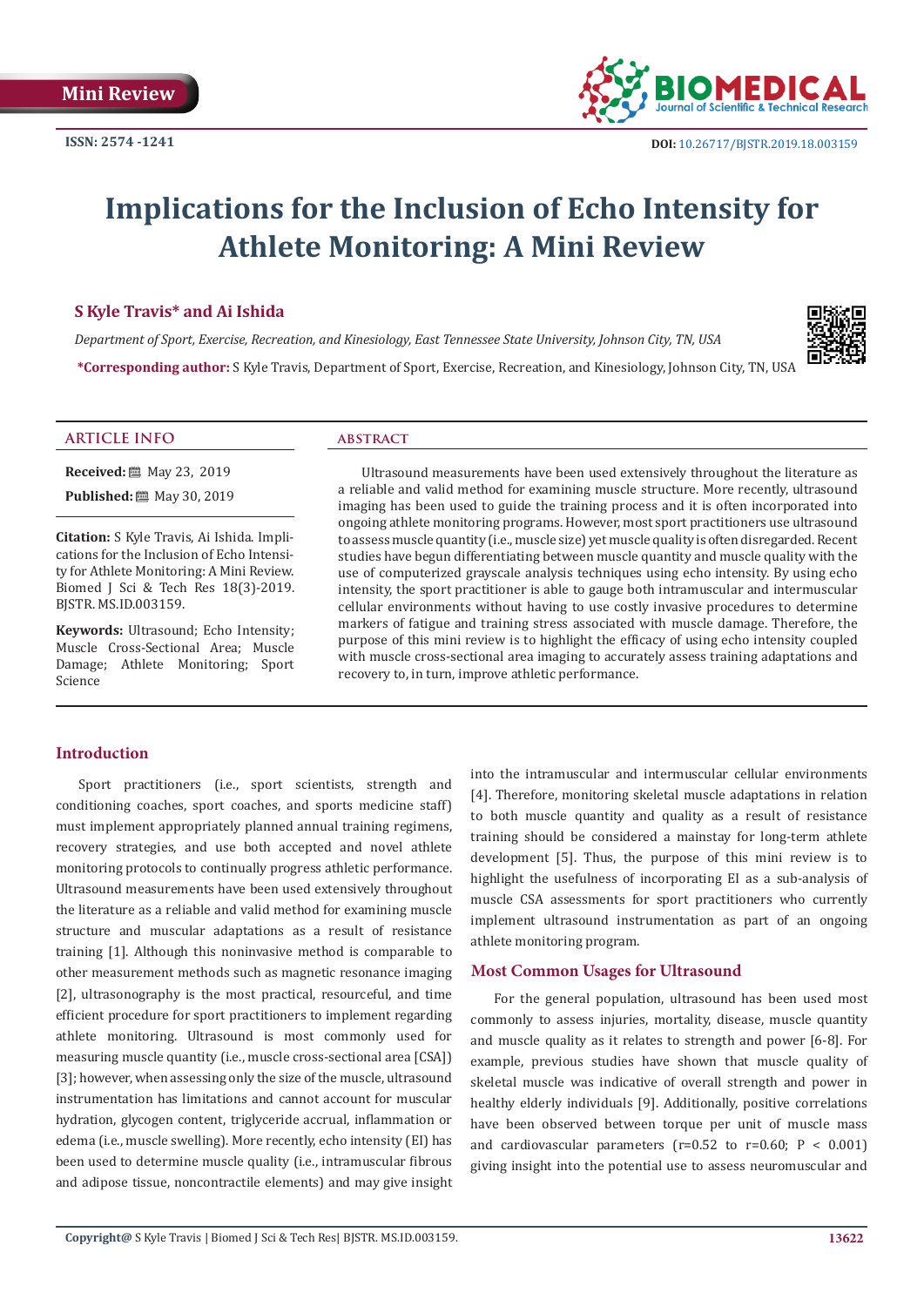Mini Review

ISSN: 2574 -1241

DOI: 10.26717/BJSTR.2019.18.003159

# Implications for the Inclusion of Echo Intensity for Athlete Monitoring: A Mini Review

**S Kyle Travis* and Ai Ishida**

*Department of Sport, Exercise, Recreation, and Kinesiology, East Tennessee State University, Johnson City, TN, USA*

***Corresponding author:** S Kyle Travis, Department of Sport, Exercise, Recreation, and Kinesiology, Johnson City, TN, USA

## ARTICLE INFO

**Received:** May 23, 2019

**Published:** May 30, 2019

**Citation:** S Kyle Travis, Ai Ishida. Implications for the Inclusion of Echo Intensity for Athlete Monitoring: A Mini Review. Biomed J Sci & Tech Res 18(3)-2019. BJSTR. MS.ID.003159.

**Keywords:** Ultrasound; Echo Intensity; Muscle Cross-Sectional Area; Muscle Damage; Athlete Monitoring; Sport Science

## ABSTRACT

Ultrasound measurements have been used extensively throughout the literature as a reliable and valid method for examining muscle structure. More recently, ultrasound imaging has been used to guide the training process and it is often incorporated into ongoing athlete monitoring programs. However, most sport practitioners use ultrasound to assess muscle quantity (i.e., muscle size) yet muscle quality is often disregarded. Recent studies have begun differentiating between muscle quantity and muscle quality with the use of computerized grayscale analysis techniques using echo intensity. By using echo intensity, the sport practitioner is able to gauge both intramuscular and intermuscular cellular environments without having to use costly invasive procedures to determine markers of fatigue and training stress associated with muscle damage. Therefore, the purpose of this mini review is to highlight the efficacy of using echo intensity coupled with muscle cross-sectional area imaging to accurately assess training adaptations and recovery to, in turn, improve athletic performance.

## Introduction

Sport practitioners (i.e., sport scientists, strength and conditioning coaches, sport coaches, and sports medicine staff) must implement appropriately planned annual training regimens, recovery strategies, and use both accepted and novel athlete monitoring protocols to continually progress athletic performance. Ultrasound measurements have been used extensively throughout the literature as a reliable and valid method for examining muscle structure and muscular adaptations as a result of resistance training [1]. Although this noninvasive method is comparable to other measurement methods such as magnetic resonance imaging [2], ultrasonography is the most practical, resourceful, and time efficient procedure for sport practitioners to implement regarding athlete monitoring. Ultrasound is most commonly used for measuring muscle quantity (i.e., muscle cross-sectional area [CSA]) [3]; however, when assessing only the size of the muscle, ultrasound instrumentation has limitations and cannot account for muscular hydration, glycogen content, triglyceride accrual, inflammation or edema (i.e., muscle swelling). More recently, echo intensity (EI) has been used to determine muscle quality (i.e., intramuscular fibrous and adipose tissue, noncontractile elements) and may give insight into the intramuscular and intermuscular cellular environments [4]. Therefore, monitoring skeletal muscle adaptations in relation to both muscle quantity and quality as a result of resistance training should be considered a mainstay for long-term athlete development [5]. Thus, the purpose of this mini review is to highlight the usefulness of incorporating EI as a sub-analysis of muscle CSA assessments for sport practitioners who currently implement ultrasound instrumentation as part of an ongoing athlete monitoring program.

## Most Common Usages for Ultrasound

For the general population, ultrasound has been used most commonly to assess injuries, mortality, disease, muscle quantity and muscle quality as it relates to strength and power [6-8]. For example, previous studies have shown that muscle quality of skeletal muscle was indicative of overall strength and power in healthy elderly individuals [9]. Additionally, positive correlations have been observed between torque per unit of muscle mass and cardiovascular parameters ($r=0.52$ to $r=0.60$; $P < 0.001$) giving insight into the potential use to assess neuromuscular and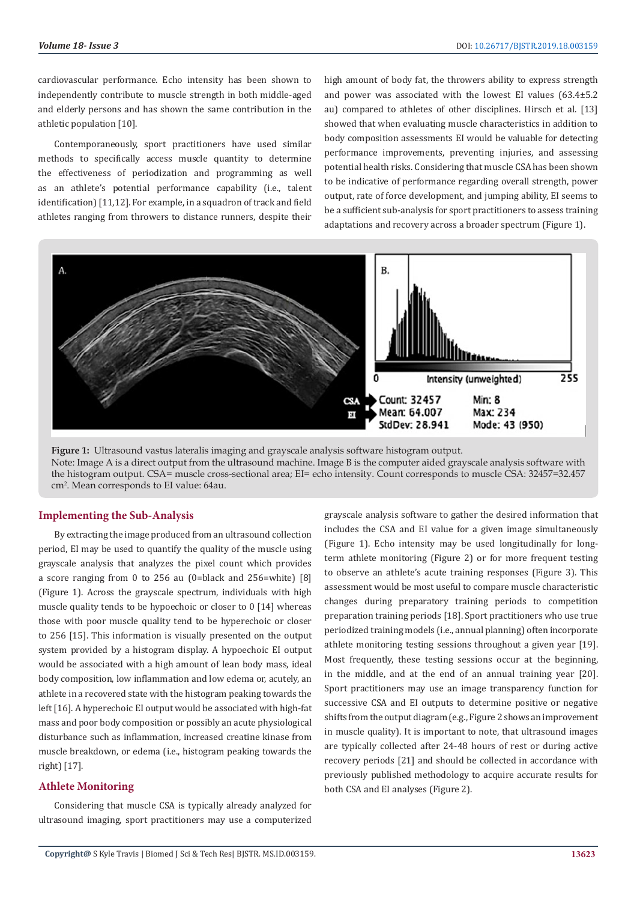cardiovascular performance. Echo intensity has been shown to independently contribute to muscle strength in both middle-aged and elderly persons and has shown the same contribution in the athletic population [10].

Contemporaneously, sport practitioners have used similar methods to specifically access muscle quantity to determine the effectiveness of periodization and programming as well as an athlete's potential performance capability (i.e., talent identification) [11,12]. For example, in a squadron of track and field athletes ranging from throwers to distance runners, despite their high amount of body fat, the throwers ability to express strength and power was associated with the lowest EI values (63.4±5.2 au) compared to athletes of other disciplines. Hirsch et al. [13] showed that when evaluating muscle characteristics in addition to body composition assessments EI would be valuable for detecting performance improvements, preventing injuries, and assessing potential health risks. Considering that muscle CSA has been shown to be indicative of performance regarding overall strength, power output, rate of force development, and jumping ability, EI seems to be a sufficient sub-analysis for sport practitioners to assess training adaptations and recovery across a broader spectrum (Figure 1).

A.

B.

0

Intensity (unweighted)

255

CSA

EI

Count: 32457

Mean: 64.007

StdDev: 28.941

Min: 8

Max: 234

Mode: 43 (950)

**Figure 1:** Ultrasound vastus lateralis imaging and grayscale analysis software histogram output.
Note: Image A is a direct output from the ultrasound machine. Image B is the computer aided grayscale analysis software with the histogram output. CSA= muscle cross-sectional area; EI= echo intensity. Count corresponds to muscle CSA: 32457=32.457 $cm^2$. Mean corresponds to EI value: 64au.

## Implementing the Sub-Analysis

By extracting the image produced from an ultrasound collection period, EI may be used to quantify the quality of the muscle using grayscale analysis that analyzes the pixel count which provides a score ranging from 0 to 256 au (0=black and 256=white) [8] (Figure 1). Across the grayscale spectrum, individuals with high muscle quality tends to be hypoechoic or closer to 0 [14] whereas those with poor muscle quality tend to be hyperechoic or closer to 256 [15]. This information is visually presented on the output system provided by a histogram display. A hypoechoic EI output would be associated with a high amount of lean body mass, ideal body composition, low inflammation and low edema or, acutely, an athlete in a recovered state with the histogram peaking towards the left [16]. A hyperechoic EI output would be associated with high-fat mass and poor body composition or possibly an acute physiological disturbance such as inflammation, increased creatine kinase from muscle breakdown, or edema (i.e., histogram peaking towards the right) [17].

## Athlete Monitoring

Considering that muscle CSA is typically already analyzed for ultrasound imaging, sport practitioners may use a computerized grayscale analysis software to gather the desired information that includes the CSA and EI value for a given image simultaneously (Figure 1). Echo intensity may be used longitudinally for long-term athlete monitoring (Figure 2) or for more frequent testing to observe an athlete's acute training responses (Figure 3). This assessment would be most useful to compare muscle characteristic changes during preparatory training periods to competition preparation training periods [18]. Sport practitioners who use true periodized training models (i.e., annual planning) often incorporate athlete monitoring testing sessions throughout a given year [19]. Most frequently, these testing sessions occur at the beginning, in the middle, and at the end of an annual training year [20]. Sport practitioners may use an image transparency function for successive CSA and EI outputs to determine positive or negative shifts from the output diagram (e.g., Figure 2 shows an improvement in muscle quality). It is important to note, that ultrasound images are typically collected after 24-48 hours of rest or during active recovery periods [21] and should be collected in accordance with previously published methodology to acquire accurate results for both CSA and EI analyses (Figure 2).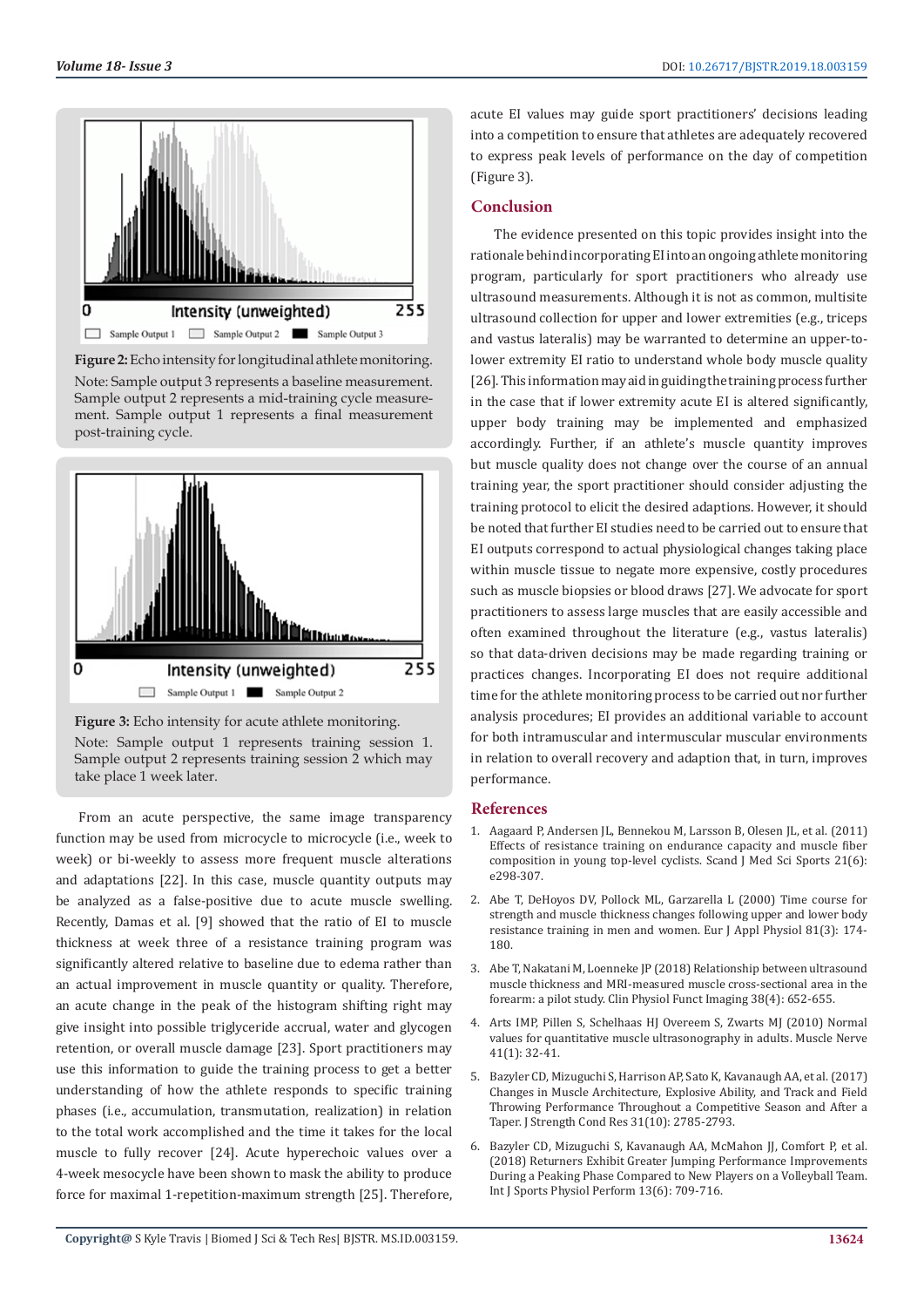0

Intensity (unweighted)

255

Sample Output 1 Sample Output 2 Sample Output 3

**Figure 2:** Echo intensity for longitudinal athlete monitoring.

Note: Sample output 3 represents a baseline measurement. Sample output 2 represents a mid-training cycle measurement. Sample output 1 represents a final measurement post-training cycle.

0

Intensity (unweighted)

255

Sample Output 1 Sample Output 2

**Figure 3:** Echo intensity for acute athlete monitoring.

Note: Sample output 1 represents training session 1. Sample output 2 represents training session 2 which may take place 1 week later.

From an acute perspective, the same image transparency function may be used from microcycle to microcycle (i.e., week to week) or bi-weekly to assess more frequent muscle alterations and adaptations [22]. In this case, muscle quantity outputs may be analyzed as a false-positive due to acute muscle swelling. Recently, Damas et al. [9] showed that the ratio of EI to muscle thickness at week three of a resistance training program was significantly altered relative to baseline due to edema rather than an actual improvement in muscle quantity or quality. Therefore, an acute change in the peak of the histogram shifting right may give insight into possible triglyceride accrual, water and glycogen retention, or overall muscle damage [23]. Sport practitioners may use this information to guide the training process to get a better understanding of how the athlete responds to specific training phases (i.e., accumulation, transmutation, realization) in relation to the total work accomplished and the time it takes for the local muscle to fully recover [24]. Acute hyperechoic values over a 4-week mesocycle have been shown to mask the ability to produce force for maximal 1-repetition-maximum strength [25]. Therefore, acute EI values may guide sport practitioners' decisions leading into a competition to ensure that athletes are adequately recovered to express peak levels of performance on the day of competition (Figure 3).

## Conclusion

The evidence presented on this topic provides insight into the rationale behind incorporating EI into an ongoing athlete monitoring program, particularly for sport practitioners who already use ultrasound measurements. Although it is not as common, multisite ultrasound collection for upper and lower extremities (e.g., triceps and vastus lateralis) may be warranted to determine an upper-to-lower extremity EI ratio to understand whole body muscle quality [26]. This information may aid in guiding the training process further in the case that if lower extremity acute EI is altered significantly, upper body training may be implemented and emphasized accordingly. Further, if an athlete's muscle quantity improves but muscle quality does not change over the course of an annual training year, the sport practitioner should consider adjusting the training protocol to elicit the desired adaptions. However, it should be noted that further EI studies need to be carried out to ensure that EI outputs correspond to actual physiological changes taking place within muscle tissue to negate more expensive, costly procedures such as muscle biopsies or blood draws [27]. We advocate for sport practitioners to assess large muscles that are easily accessible and often examined throughout the literature (e.g., vastus lateralis) so that data-driven decisions may be made regarding training or practices changes. Incorporating EI does not require additional time for the athlete monitoring process to be carried out nor further analysis procedures; EI provides an additional variable to account for both intramuscular and intermuscular muscular environments in relation to overall recovery and adaption that, in turn, improves performance.

## References

1. Aagaard P, Andersen JL, Bennekou M, Larsson B, Olesen JL, et al. (2011) Effects of resistance training on endurance capacity and muscle fiber composition in young top-level cyclists. Scand J Med Sci Sports 21(6): e298-307.
2. Abe T, DeHoyos DV, Pollock ML, Garzarella L (2000) Time course for strength and muscle thickness changes following upper and lower body resistance training in men and women. Eur J Appl Physiol 81(3): 174-180.
3. Abe T, Nakatani M, Loenneke JP (2018) Relationship between ultrasound muscle thickness and MRI-measured muscle cross-sectional area in the forearm: a pilot study. Clin Physiol Funct Imaging 38(4): 652-655.
4. Arts IMP, Pillen S, Schelhaas HJ Overeem S, Zwarts MJ (2010) Normal values for quantitative muscle ultrasonography in adults. Muscle Nerve 41(1): 32-41.
5. Bazyler CD, Mizuguchi S, Harrison AP, Sato K, Kavanaugh AA, et al. (2017) Changes in Muscle Architecture, Explosive Ability, and Track and Field Throwing Performance Throughout a Competitive Season and After a Taper. J Strength Cond Res 31(10): 2785-2793.
6. Bazyler CD, Mizuguchi S, Kavanaugh AA, McMahon JJ, Comfort P, et al. (2018) Returners Exhibit Greater Jumping Performance Improvements During a Peaking Phase Compared to New Players on a Volleyball Team. Int J Sports Physiol Perform 13(6): 709-716.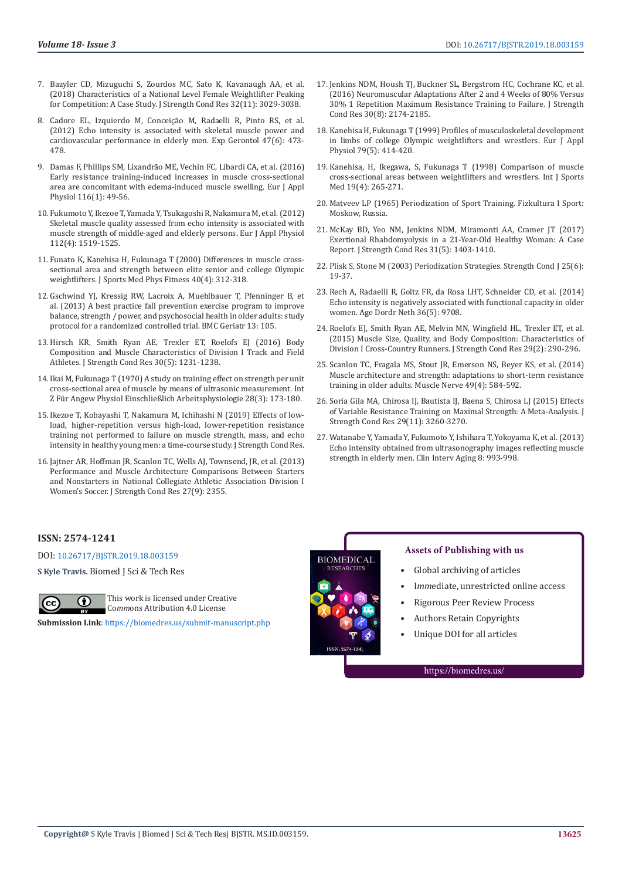7. Bazyler CD, Mizuguchi S, Zourdos MC, Sato K, Kavanaugh AA, et al. (2018) Characteristics of a National Level Female Weightlifter Peaking for Competition: A Case Study. J Strength Cond Res 32(11): 3029-3038.

8. Cadore EL, Izquierdo M, Conceição M, Radaelli R, Pinto RS, et al. (2012) Echo intensity is associated with skeletal muscle power and cardiovascular performance in elderly men. Exp Gerontol 47(6): 473-478.

9. Damas F, Phillips SM, Lixandrão ME, Vechin FC, Libardi CA, et al. (2016) Early resistance training-induced increases in muscle cross-sectional area are concomitant with edema-induced muscle swelling. Eur J Appl Physiol 116(1): 49-56.

10. Fukumoto Y, Ikezoe T, Yamada Y, Tsukagoshi R, Nakamura M, et al. (2012) Skeletal muscle quality assessed from echo intensity is associated with muscle strength of middle-aged and elderly persons. Eur J Appl Physiol 112(4): 1519-1525.

11. Funato K, Kanehisa H, Fukunaga T (2000) Differences in muscle cross-sectional area and strength between elite senior and college Olympic weightlifters. J Sports Med Phys Fitness 40(4): 312-318.

12. Gschwind YJ, Kressig RW, Lacroix A, Muehlbauer T, Pfenninger B, et al. (2013) A best practice fall prevention exercise program to improve balance, strength / power, and psychosocial health in older adults: study protocol for a randomized controlled trial. BMC Geriatr 13: 105.

13. Hirsch KR, Smith Ryan AE, Trexler ET, Roelofs EJ (2016) Body Composition and Muscle Characteristics of Division I Track and Field Athletes. J Strength Cond Res 30(5): 1231-1238.

14. Ikai M, Fukunaga T (1970) A study on training effect on strength per unit cross-sectional area of muscle by means of ultrasonic measurement. Int Z Für Angew Physiol Einschließlich Arbeitsphysiologie 28(3): 173-180.

15. Ikezoe T, Kobayashi T, Nakamura M, Ichihashi N (2019) Effects of low-load, higher-repetition versus high-load, lower-repetition resistance training not performed to failure on muscle strength, mass, and echo intensity in healthy young men: a time-course study. J Strength Cond Res.

16. Jajtner AR, Hoffman JR, Scanlon TC, Wells AJ, Townsend, JR, et al. (2013) Performance and Muscle Architecture Comparisons Between Starters and Nonstarters in National Collegiate Athletic Association Division I Women's Soccer. J Strength Cond Res 27(9): 2355.

17. Jenkins NDM, Housh TJ, Buckner SL, Bergstrom HC, Cochrane KC, et al. (2016) Neuromuscular Adaptations After 2 and 4 Weeks of 80% Versus 30% 1 Repetition Maximum Resistance Training to Failure. J Strength Cond Res 30(8): 2174-2185.

18. Kanehisa H, Fukunaga T (1999) Profiles of musculoskeletal development in limbs of college Olympic weightlifters and wrestlers. Eur J Appl Physiol 79(5): 414-420.

19. Kanehisa, H, Ikegawa, S, Fukunaga T (1998) Comparison of muscle cross-sectional areas between weightlifters and wrestlers. Int J Sports Med 19(4): 265-271.

20. Matveev LP (1965) Periodization of Sport Training. Fizkultura I Sport: Moskow, Russia.

21. McKay BD, Yeo NM, Jenkins NDM, Miramonti AA, Cramer JT (2017) Exertional Rhabdomyolysis in a 21-Year-Old Healthy Woman: A Case Report. J Strength Cond Res 31(5): 1403-1410.

22. Plisk S, Stone M (2003) Periodization Strategies. Strength Cond J 25(6): 19-37.

23. Rech A, Radaelli R, Goltz FR, da Rosa LHT, Schneider CD, et al. (2014) Echo intensity is negatively associated with functional capacity in older women. Age Dordr Neth 36(5): 9708.

24. Roelofs EJ, Smith Ryan AE, Melvin MN, Wingfield HL, Trexler ET, et al. (2015) Muscle Size, Quality, and Body Composition: Characteristics of Division I Cross-Country Runners. J Strength Cond Res 29(2): 290-296.

25. Scanlon TC, Fragala MS, Stout JR, Emerson NS, Beyer KS, et al. (2014) Muscle architecture and strength: adaptations to short-term resistance training in older adults. Muscle Nerve 49(4): 584-592.

26. Soria Gila MA, Chirosa IJ, Bautista IJ, Baena S, Chirosa LJ (2015) Effects of Variable Resistance Training on Maximal Strength: A Meta-Analysis. J Strength Cond Res 29(11): 3260-3270.

27. Watanabe Y, Yamada Y, Fukumoto Y, Ishihara T, Yokoyama K, et al. (2013) Echo intensity obtained from ultrasonography images reflecting muscle strength in elderly men. Clin Interv Aging 8: 993-998.

**ISSN: 2574-1241**

DOI: 10.26717/BJSTR.2019.18.003159

**S Kyle Travis.** Biomed J Sci & Tech Res

This work is licensed under Creative Commons Attribution 4.0 License

**Submission Link**: https://biomedres.us/submit-manuscript.php

**Assets of Publishing with us**

- Global archiving of articles
- Immediate, unrestricted online access
- Rigorous Peer Review Process
- Authors Retain Copyrights
- Unique DOI for all articles

https://biomedres.us/